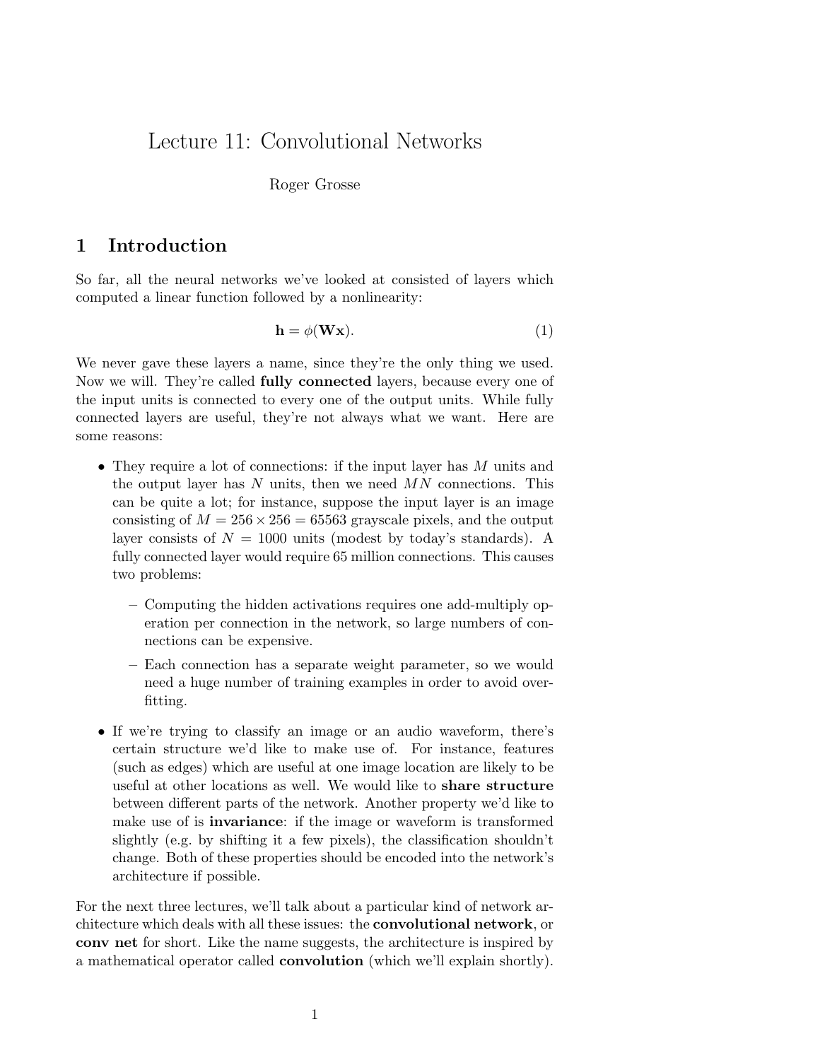# Lecture 11: Convolutional Networks

Roger Grosse

## 1 Introduction

So far, all the neural networks we've looked at consisted of layers which computed a linear function followed by a nonlinearity:

$$\mathbf{h} = \phi(\mathbf{W}\mathbf{x}). \tag{1}$$

We never gave these layers a name, since they're the only thing we used. Now we will. They're called **fully connected** layers, because every one of the input units is connected to every one of the output units. While fully connected layers are useful, they're not always what we want. Here are some reasons:

- They require a lot of connections: if the input layer has $M$ units and the output layer has $N$ units, then we need $MN$ connections. This can be quite a lot; for instance, suppose the input layer is an image consisting of $M = 256 \times 256 = 65563$ grayscale pixels, and the output layer consists of $N = 1000$ units (modest by today's standards). A fully connected layer would require 65 million connections. This causes two problems:
  - Computing the hidden activations requires one add-multiply operation per connection in the network, so large numbers of connections can be expensive.
  - Each connection has a separate weight parameter, so we would need a huge number of training examples in order to avoid overfitting.
- If we're trying to classify an image or an audio waveform, there's certain structure we'd like to make use of. For instance, features (such as edges) which are useful at one image location are likely to be useful at other locations as well. We would like to **share structure** between different parts of the network. Another property we'd like to make use of is **invariance**: if the image or waveform is transformed slightly (e.g. by shifting it a few pixels), the classification shouldn't change. Both of these properties should be encoded into the network's architecture if possible.

For the next three lectures, we'll talk about a particular kind of network architecture which deals with all these issues: the **convolutional network**, or **conv net** for short. Like the name suggests, the architecture is inspired by a mathematical operator called **convolution** (which we'll explain shortly).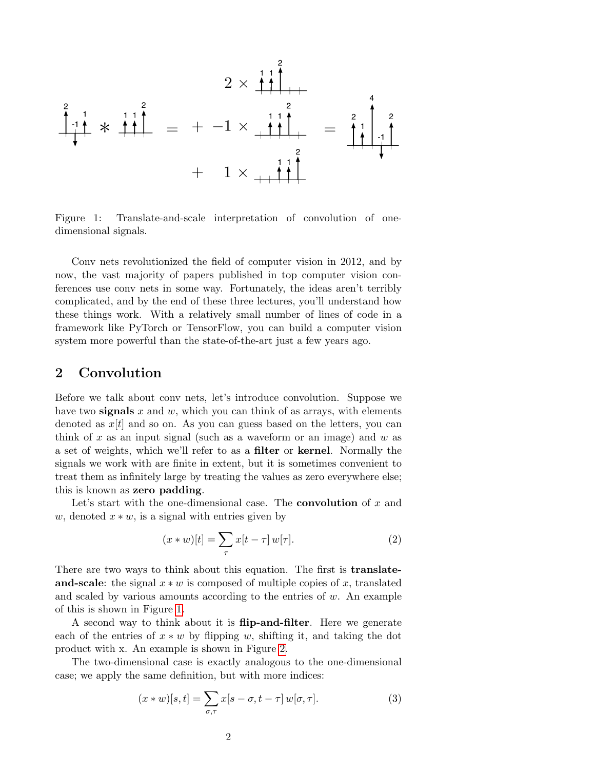Figure 1: Translate-and-scale interpretation of convolution of one-dimensional signals.

Conv nets revolutionized the field of computer vision in 2012, and by now, the vast majority of papers published in top computer vision conferences use conv nets in some way. Fortunately, the ideas aren't terribly complicated, and by the end of these three lectures, you'll understand how these things work. With a relatively small number of lines of code in a framework like PyTorch or TensorFlow, you can build a computer vision system more powerful than the state-of-the-art just a few years ago.

## 2 Convolution

Before we talk about conv nets, let's introduce convolution. Suppose we have two **signals** $x$ and $w$, which you can think of as arrays, with elements denoted as $x[t]$ and so on. As you can guess based on the letters, you can think of $x$ as an input signal (such as a waveform or an image) and $w$ as a set of weights, which we'll refer to as a **filter** or **kernel**. Normally the signals we work with are finite in extent, but it is sometimes convenient to treat them as infinitely large by treating the values as zero everywhere else; this is known as **zero padding**.

Let's start with the one-dimensional case. The **convolution** of $x$ and $w$, denoted $x * w$, is a signal with entries given by

$$(x * w)[t] = \sum_{\tau} x[t - \tau] \, w[\tau]. \tag{2}$$

There are two ways to think about this equation. The first is **translate-and-scale**: the signal $x * w$ is composed of multiple copies of $x$, translated and scaled by various amounts according to the entries of $w$. An example of this is shown in Figure 1.

A second way to think about it is **flip-and-filter**. Here we generate each of the entries of $x * w$ by flipping $w$, shifting it, and taking the dot product with x. An example is shown in Figure 2.

The two-dimensional case is exactly analogous to the one-dimensional case; we apply the same definition, but with more indices:

$$(x * w)[s, t] = \sum_{\sigma, \tau} x[s - \sigma, t - \tau] \, w[\sigma, \tau]. \tag{3}$$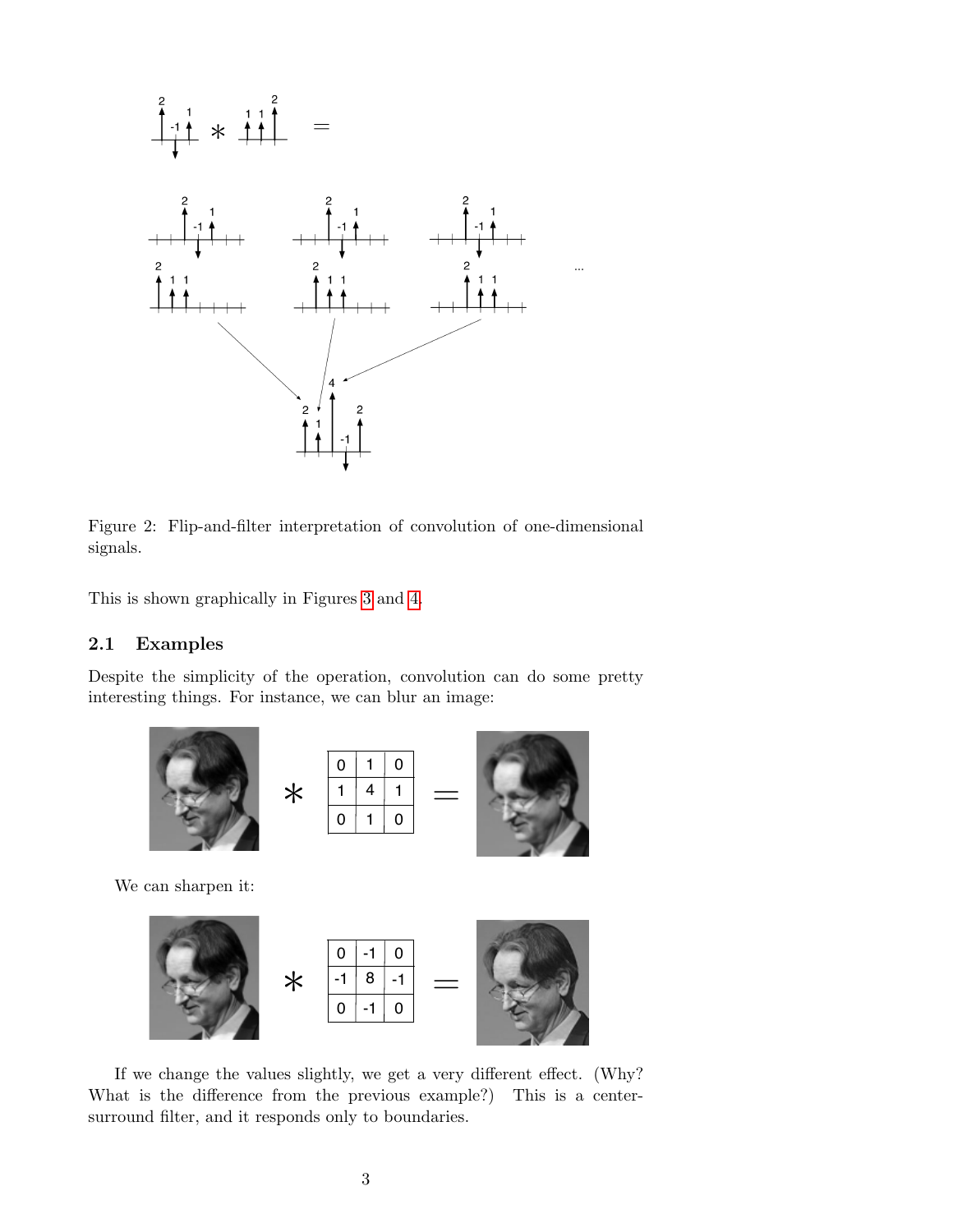Figure 2: Flip-and-filter interpretation of convolution of one-dimensional signals.

This is shown graphically in Figures 3 and 4.

## 2.1 Examples

Despite the simplicity of the operation, convolution can do some pretty interesting things. For instance, we can blur an image:

| 0 | 1 | 0 |
|---|---|---|
| 1 | 4 | 1 |
| 0 | 1 | 0 |

We can sharpen it:

| 0 | -1 | 0 |
|---|---|---|
| -1 | 8 | -1 |
| 0 | -1 | 0 |

If we change the values slightly, we get a very different effect. (Why? What is the difference from the previous example?) This is a center-surround filter, and it responds only to boundaries.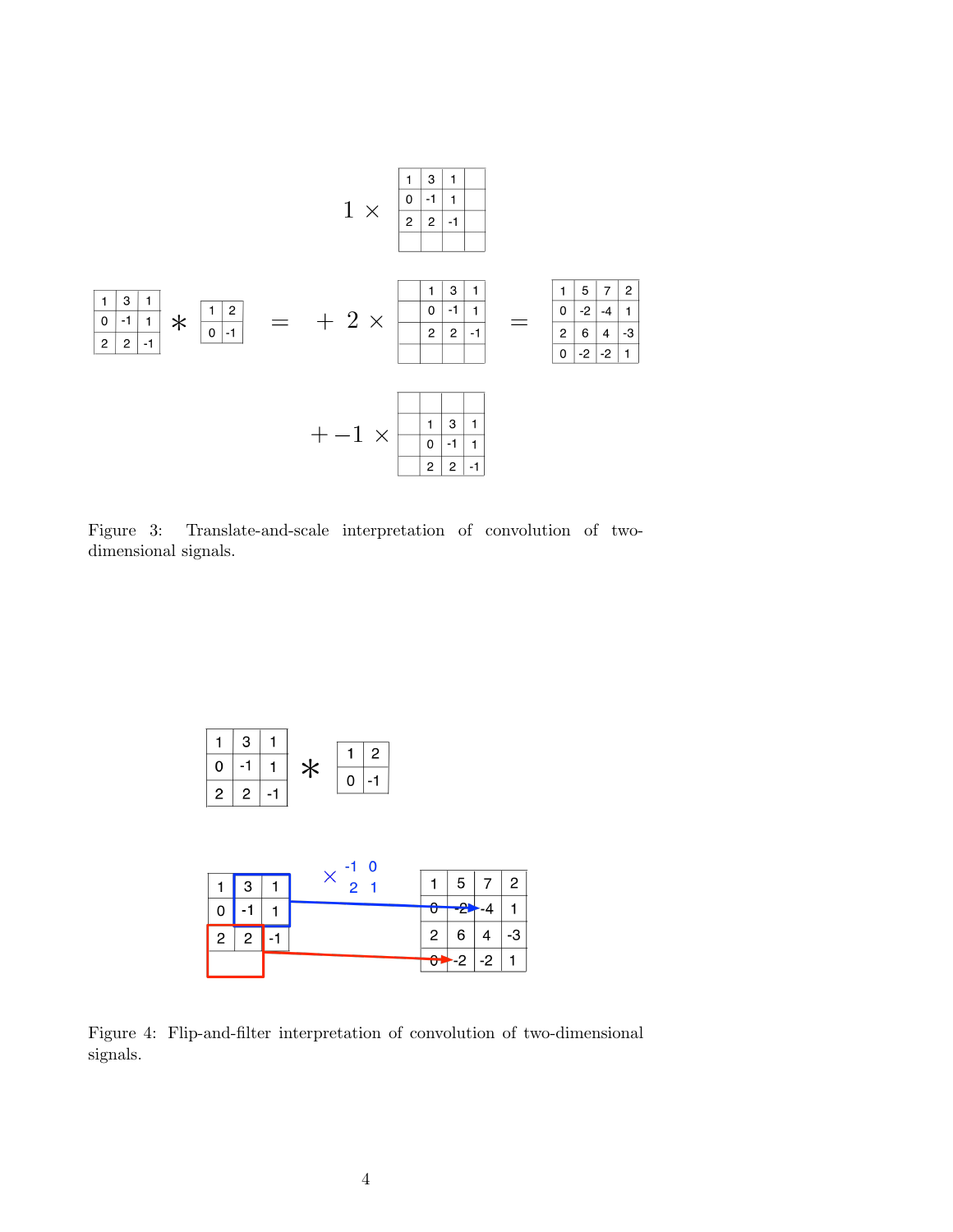$$
\begin{bmatrix} 1 & 3 & 1 \\ 0 & -1 & 1 \\ 2 & 2 & -1 \end{bmatrix} * \begin{bmatrix} 1 & 2 \\ 0 & -1 \end{bmatrix} = 1 \times \begin{bmatrix} 1 & 3 & 1 & \\ 0 & -1 & 1 & \\ 2 & 2 & -1 & \\ & & & \end{bmatrix} + 2 \times \begin{bmatrix} & 1 & 3 & 1 \\ & 0 & -1 & 1 \\ & 2 & 2 & -1 \\ & & & \end{bmatrix} + -1 \times \begin{bmatrix} & & & \\ & 1 & 3 & 1 \\ & 0 & -1 & 1 \\ & 2 & 2 & -1 \end{bmatrix} = \begin{bmatrix} 1 & 5 & 7 & 2 \\ 0 & -2 & -4 & 1 \\ 2 & 6 & 4 & -3 \\ 0 & -2 & -2 & 1 \end{bmatrix}
$$

Figure 3: Translate-and-scale interpretation of convolution of two-dimensional signals.

$$
\begin{bmatrix} 1 & 3 & 1 \\ 0 & -1 & 1 \\ 2 & 2 & -1 \end{bmatrix} * \begin{bmatrix} 1 & 2 \\ 0 & -1 \end{bmatrix}
$$

$$
\begin{bmatrix} 1 & 3 & 1 \\ 0 & -1 & 1 \\ 2 & 2 & -1 \\ & & \end{bmatrix} \quad \times \begin{matrix} -1 & 0 \\ 2 & 1 \end{matrix} \quad \rightarrow \quad \begin{bmatrix} 1 & 5 & 7 & 2 \\ 0 & -2 & -4 & 1 \\ 2 & 6 & 4 & -3 \\ 0 & -2 & -2 & 1 \end{bmatrix}
$$

Figure 4: Flip-and-filter interpretation of convolution of two-dimensional signals.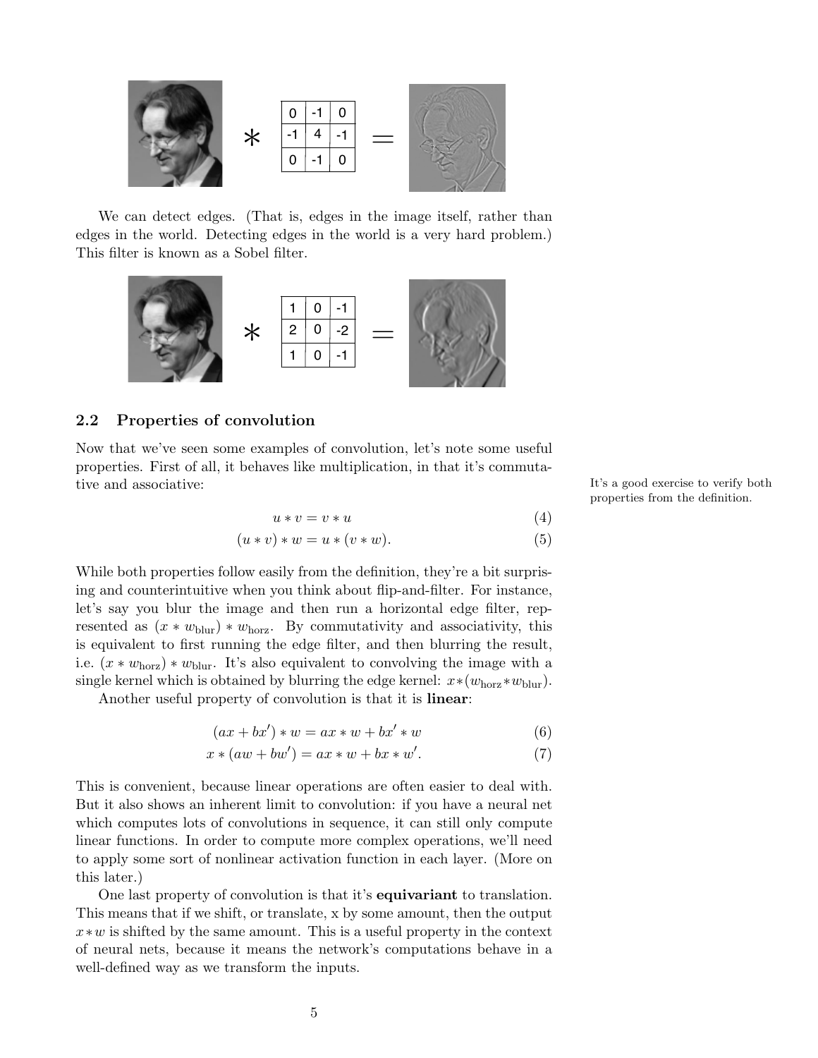We can detect edges. (That is, edges in the image itself, rather than edges in the world. Detecting edges in the world is a very hard problem.) This filter is known as a Sobel filter.

## 2.2 Properties of convolution

Now that we've seen some examples of convolution, let's note some useful properties. First of all, it behaves like multiplication, in that it's commutative and associative:

It's a good exercise to verify both properties from the definition.

$$u * v = v * u \tag{4}$$

$$(u * v) * w = u * (v * w). \tag{5}$$

While both properties follow easily from the definition, they're a bit surprising and counterintuitive when you think about flip-and-filter. For instance, let's say you blur the image and then run a horizontal edge filter, represented as $(x * w_{\text{blur}}) * w_{\text{horz}}$. By commutativity and associativity, this is equivalent to first running the edge filter, and then blurring the result, i.e. $(x * w_{\text{horz}}) * w_{\text{blur}}$. It's also equivalent to convolving the image with a single kernel which is obtained by blurring the edge kernel: $x * (w_{\text{horz}} * w_{\text{blur}})$.

Another useful property of convolution is that it is **linear**:

$$(ax + bx') * w = ax * w + bx' * w \tag{6}$$

$$x * (aw + bw') = ax * w + bx * w'. \tag{7}$$

This is convenient, because linear operations are often easier to deal with. But it also shows an inherent limit to convolution: if you have a neural net which computes lots of convolutions in sequence, it can still only compute linear functions. In order to compute more complex operations, we'll need to apply some sort of nonlinear activation function in each layer. (More on this later.)

One last property of convolution is that it's **equivariant** to translation. This means that if we shift, or translate, x by some amount, then the output $x * w$ is shifted by the same amount. This is a useful property in the context of neural nets, because it means the network's computations behave in a well-defined way as we transform the inputs.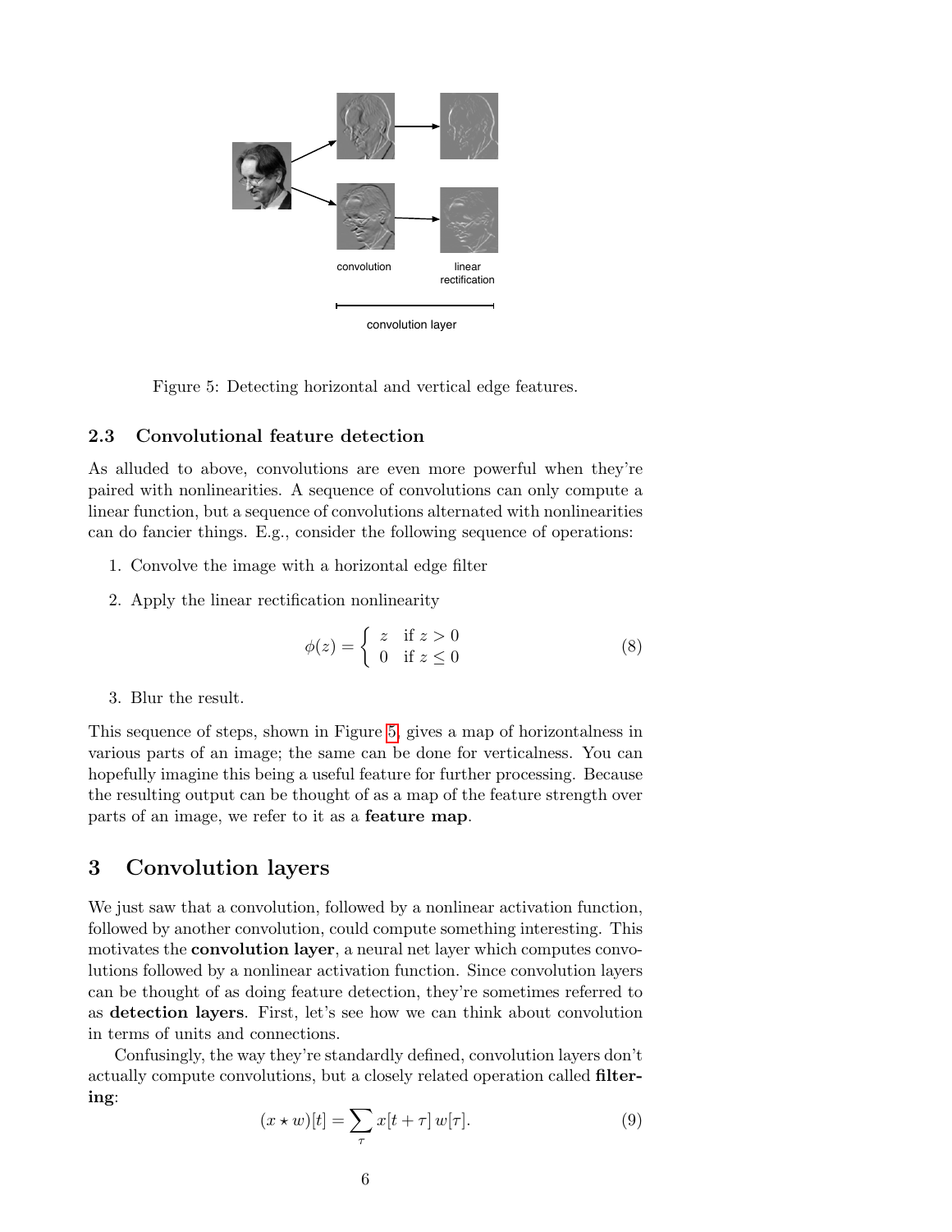Figure 5: Detecting horizontal and vertical edge features.

### 2.3 Convolutional feature detection

As alluded to above, convolutions are even more powerful when they're paired with nonlinearities. A sequence of convolutions can only compute a linear function, but a sequence of convolutions alternated with nonlinearities can do fancier things. E.g., consider the following sequence of operations:

1. Convolve the image with a horizontal edge filter
2. Apply the linear rectification nonlinearity

$$\phi(z) = \begin{cases} z & \text{if } z > 0 \\ 0 & \text{if } z \leq 0 \end{cases} \tag{8}$$

3. Blur the result.

This sequence of steps, shown in Figure 5, gives a map of horizontalness in various parts of an image; the same can be done for verticalness. You can hopefully imagine this being a useful feature for further processing. Because the resulting output can be thought of as a map of the feature strength over parts of an image, we refer to it as a **feature map**.

## 3 Convolution layers

We just saw that a convolution, followed by a nonlinear activation function, followed by another convolution, could compute something interesting. This motivates the **convolution layer**, a neural net layer which computes convolutions followed by a nonlinear activation function. Since convolution layers can be thought of as doing feature detection, they're sometimes referred to as **detection layers**. First, let's see how we can think about convolution in terms of units and connections.

Confusingly, the way they're standardly defined, convolution layers don't actually compute convolutions, but a closely related operation called **filtering**:

$$(x \star w)[t] = \sum_{\tau} x[t + \tau] \, w[\tau]. \tag{9}$$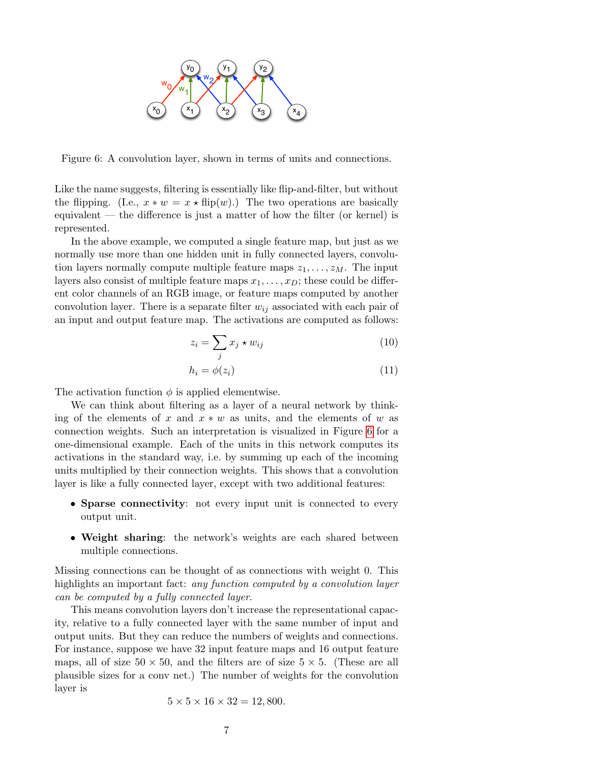Figure 6: A convolution layer, shown in terms of units and connections.

Like the name suggests, filtering is essentially like flip-and-filter, but without the flipping. (I.e., $x * w = x \star \text{flip}(w)$.) The two operations are basically equivalent — the difference is just a matter of how the filter (or kernel) is represented.

In the above example, we computed a single feature map, but just as we normally use more than one hidden unit in fully connected layers, convolution layers normally compute multiple feature maps $z_1, \ldots, z_M$. The input layers also consist of multiple feature maps $x_1, \ldots, x_D$; these could be different color channels of an RGB image, or feature maps computed by another convolution layer. There is a separate filter $w_{ij}$ associated with each pair of an input and output feature map. The activations are computed as follows:

$$z_i = \sum_j x_j \star w_{ij} \tag{10}$$

$$h_i = \phi(z_i) \tag{11}$$

The activation function $\phi$ is applied elementwise.

We can think about filtering as a layer of a neural network by thinking of the elements of $x$ and $x * w$ as units, and the elements of $w$ as connection weights. Such an interpretation is visualized in Figure 6 for a one-dimensional example. Each of the units in this network computes its activations in the standard way, i.e. by summing up each of the incoming units multiplied by their connection weights. This shows that a convolution layer is like a fully connected layer, except with two additional features:

- **Sparse connectivity**: not every input unit is connected to every output unit.
- **Weight sharing**: the network's weights are each shared between multiple connections.

Missing connections can be thought of as connections with weight 0. This highlights an important fact: *any function computed by a convolution layer can be computed by a fully connected layer.*

This means convolution layers don't increase the representational capacity, relative to a fully connected layer with the same number of input and output units. But they can reduce the numbers of weights and connections. For instance, suppose we have 32 input feature maps and 16 output feature maps, all of size $50 \times 50$, and the filters are of size $5 \times 5$. (These are all plausible sizes for a conv net.) The number of weights for the convolution layer is

$$5 \times 5 \times 16 \times 32 = 12,800.$$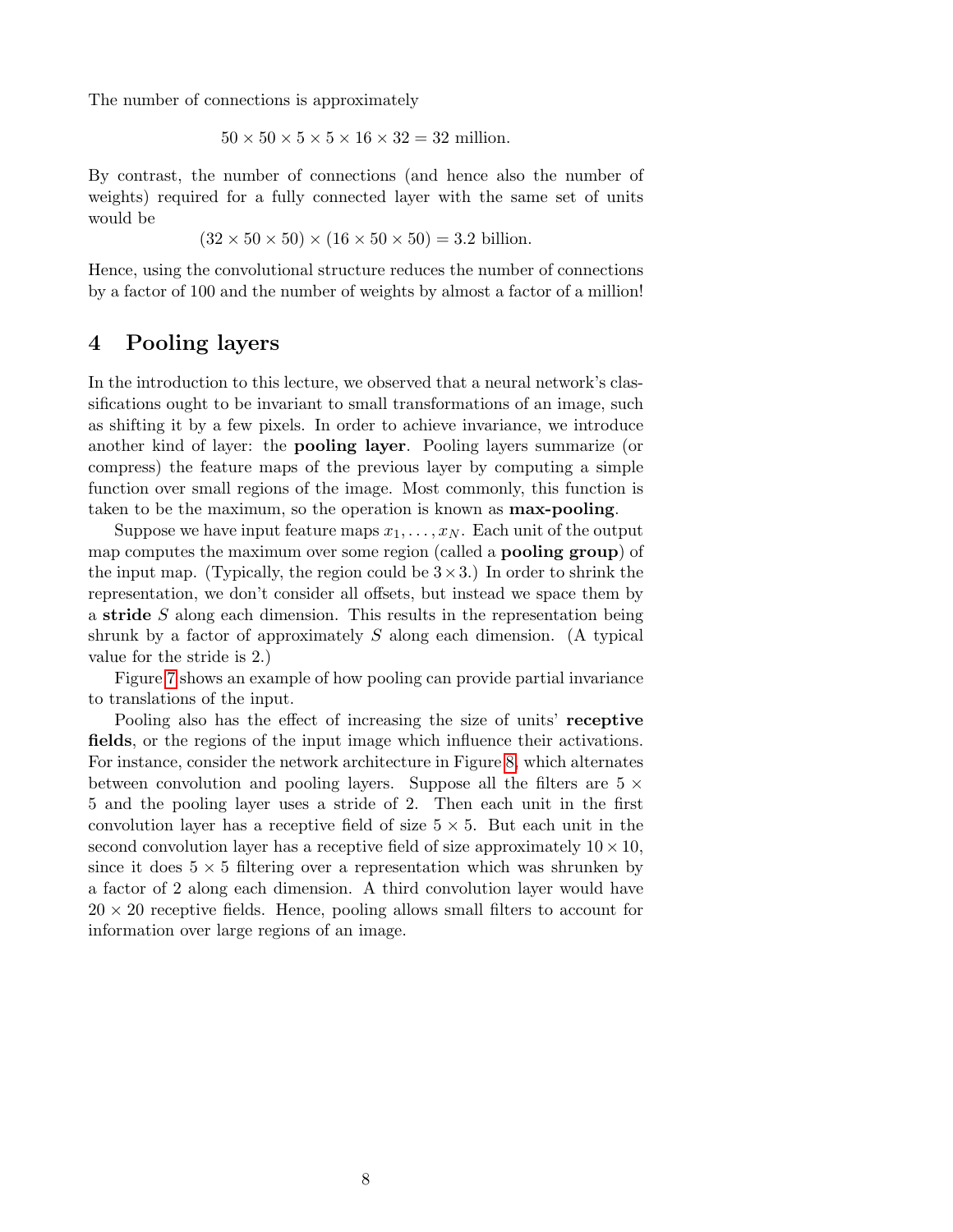The number of connections is approximately

$$50 \times 50 \times 5 \times 5 \times 16 \times 32 = 32 \text{ million.}$$

By contrast, the number of connections (and hence also the number of weights) required for a fully connected layer with the same set of units would be

$$(32 \times 50 \times 50) \times (16 \times 50 \times 50) = 3.2 \text{ billion.}$$

Hence, using the convolutional structure reduces the number of connections by a factor of 100 and the number of weights by almost a factor of a million!

# 4 Pooling layers

In the introduction to this lecture, we observed that a neural network's classifications ought to be invariant to small transformations of an image, such as shifting it by a few pixels. In order to achieve invariance, we introduce another kind of layer: the **pooling layer**. Pooling layers summarize (or compress) the feature maps of the previous layer by computing a simple function over small regions of the image. Most commonly, this function is taken to be the maximum, so the operation is known as **max-pooling**.

Suppose we have input feature maps $x_1, \ldots, x_N$. Each unit of the output map computes the maximum over some region (called a **pooling group**) of the input map. (Typically, the region could be $3 \times 3$.) In order to shrink the representation, we don't consider all offsets, but instead we space them by a **stride** $S$ along each dimension. This results in the representation being shrunk by a factor of approximately $S$ along each dimension. (A typical value for the stride is 2.)

Figure 7 shows an example of how pooling can provide partial invariance to translations of the input.

Pooling also has the effect of increasing the size of units' **receptive fields**, or the regions of the input image which influence their activations. For instance, consider the network architecture in Figure 8, which alternates between convolution and pooling layers. Suppose all the filters are $5 \times 5$ and the pooling layer uses a stride of 2. Then each unit in the first convolution layer has a receptive field of size $5 \times 5$. But each unit in the second convolution layer has a receptive field of size approximately $10 \times 10$, since it does $5 \times 5$ filtering over a representation which was shrunken by a factor of 2 along each dimension. A third convolution layer would have $20 \times 20$ receptive fields. Hence, pooling allows small filters to account for information over large regions of an image.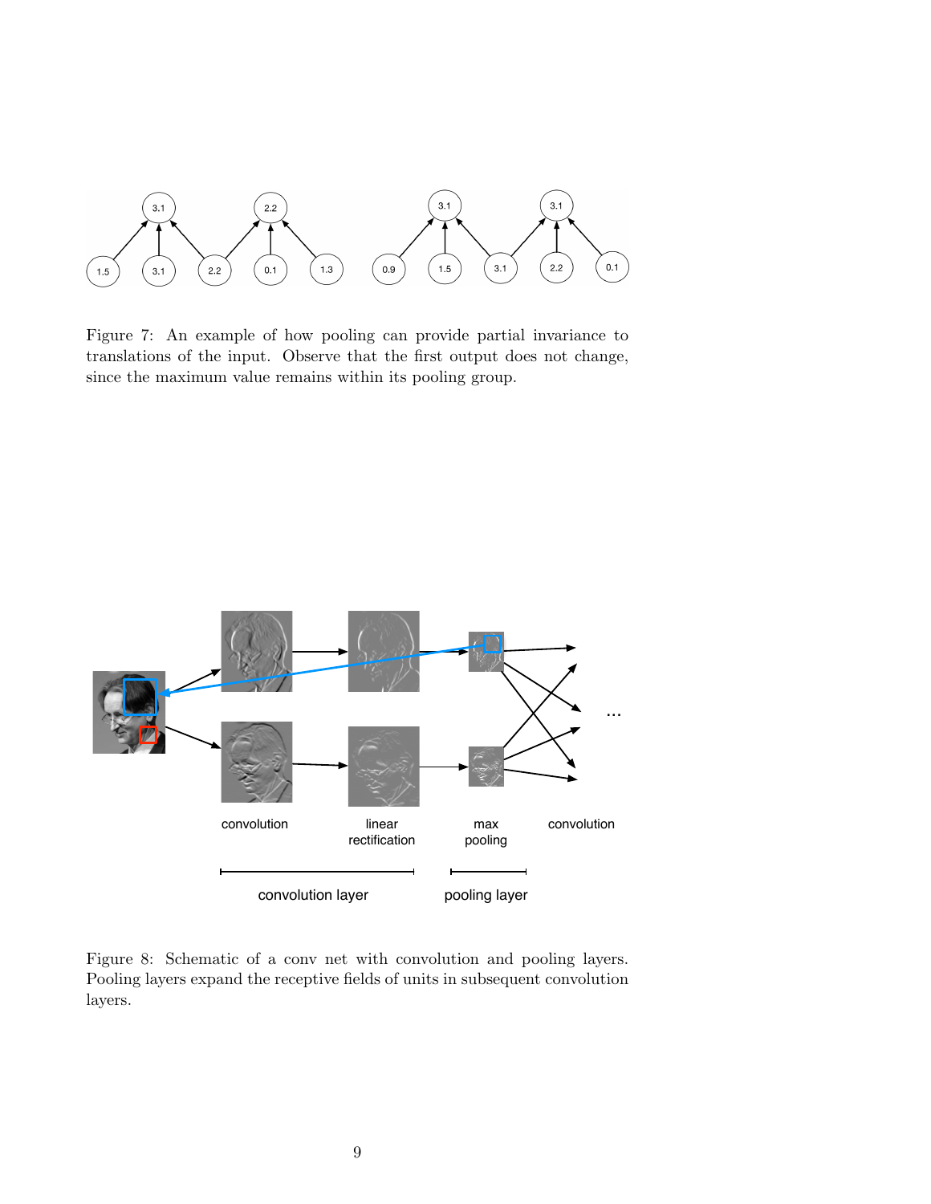3.1

2.2

1.5

3.1

2.2

0.1

1.3

3.1

3.1

0.9

1.5

3.1

2.2

0.1

Figure 7: An example of how pooling can provide partial invariance to translations of the input. Observe that the first output does not change, since the maximum value remains within its pooling group.

convolution

linear rectification

max pooling

convolution

...

convolution layer

pooling layer

Figure 8: Schematic of a conv net with convolution and pooling layers. Pooling layers expand the receptive fields of units in subsequent convolution layers.